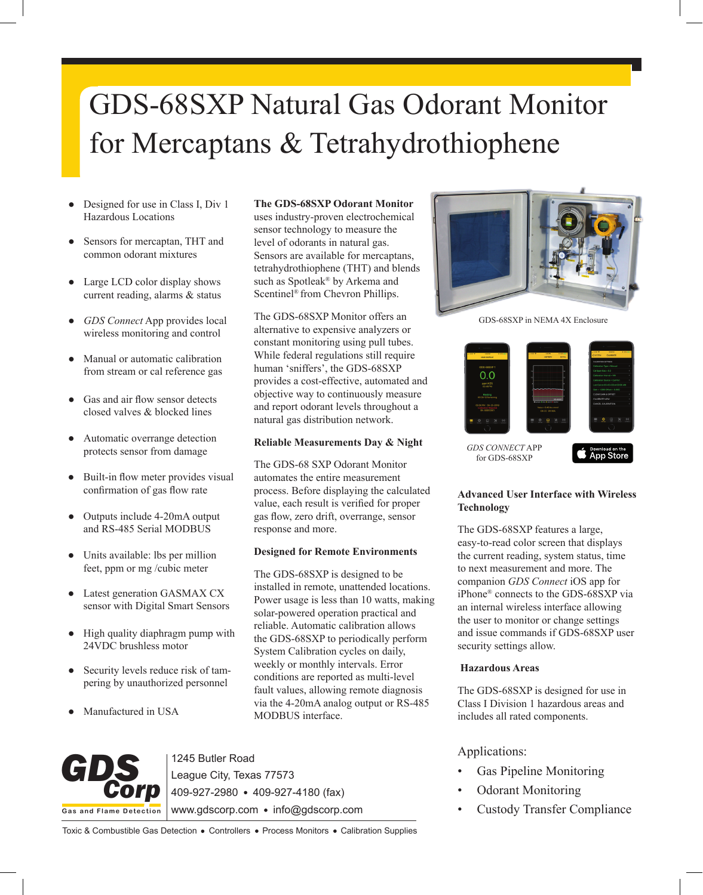# GDS-68SXP Natural Gas Odorant Monitor for Mercaptans & Tetrahydrothiophene

- Designed for use in Class I, Div 1 Hazardous Locations
- Sensors for mercaptan, THT and common odorant mixtures
- Large LCD color display shows current reading, alarms & status
- *GDS Connect* App provides local wireless monitoring and control
- Manual or automatic calibration from stream or cal reference gas
- Gas and air flow sensor detects closed valves & blocked lines
- Automatic overrange detection protects sensor from damage
- Built-in flow meter provides visual confirmation of gas flow rate
- Outputs include 4-20mA output and RS-485 Serial MODBUS
- Units available: lbs per million feet, ppm or mg /cubic meter
- Latest generation GASMAX CX sensor with Digital Smart Sensors
- High quality diaphragm pump with 24VDC brushless motor
- Security levels reduce risk of tampering by unauthorized personnel
- Manufactured in USA

**The GDS-68SXP Odorant Monitor** uses industry-proven electrochemical sensor technology to measure the level of odorants in natural gas. Sensors are available for mercaptans, tetrahydrothiophene (THT) and blends such as Spotleak® by Arkema and Scentinel® from Chevron Phillips.

The GDS-68SXP Monitor offers an alternative to expensive analyzers or constant monitoring using pull tubes. While federal regulations still require human 'sniffers', the GDS-68SXP provides a cost-effective, automated and objective way to continuously measure and report odorant levels throughout a natural gas distribution network.

### Reliable Measurements Day & Night

The GDS-68 SXP Odorant Monitor automates the entire measurement process. Before displaying the calculated value, each result is verified for proper gas flow, zero drift, overrange, sensor response and more.

### Designed for Remote Environments

The GDS-68SXP is designed to be installed in remote, unattended locations. Power usage is less than 10 watts, making solar-powered operation practical and reliable. Automatic calibration allows the GDS-68SXP to periodically perform System Calibration cycles on daily, weekly or monthly intervals. Error conditions are reported as multi-level fault values, allowing remote diagnosis via the 4-20mA analog output or RS-485 MODBUS interface.

GDS-68SXP in NEMA 4X Enclosure

*GDS CONNECT* APP for GDS-68SXP

Download on the App Store

### Advanced User Interface with Wireless Technology

The GDS-68SXP features a large, easy-to-read color screen that displays the current reading, system status, time to next measurement and more. The companion *GDS Connect* iOS app for iPhone® connects to the GDS-68SXP via an internal wireless interface allowing the user to monitor or change settings and issue commands if GDS-68SXP user security settings allow.

### Hazardous Areas

The GDS-68SXP is designed for use in Class I Division 1 hazardous areas and includes all rated components.

Applications:

- Gas Pipeline Monitoring
- Odorant Monitoring
- Custody Transfer Compliance

GDS Corp
Gas and Flame Detection

1245 Butler Road
League City, Texas 77573
409-927-2980 • 409-927-4180 (fax)
www.gdscorp.com • info@gdscorp.com

Toxic & Combustible Gas Detection • Controllers • Process Monitors • Calibration Supplies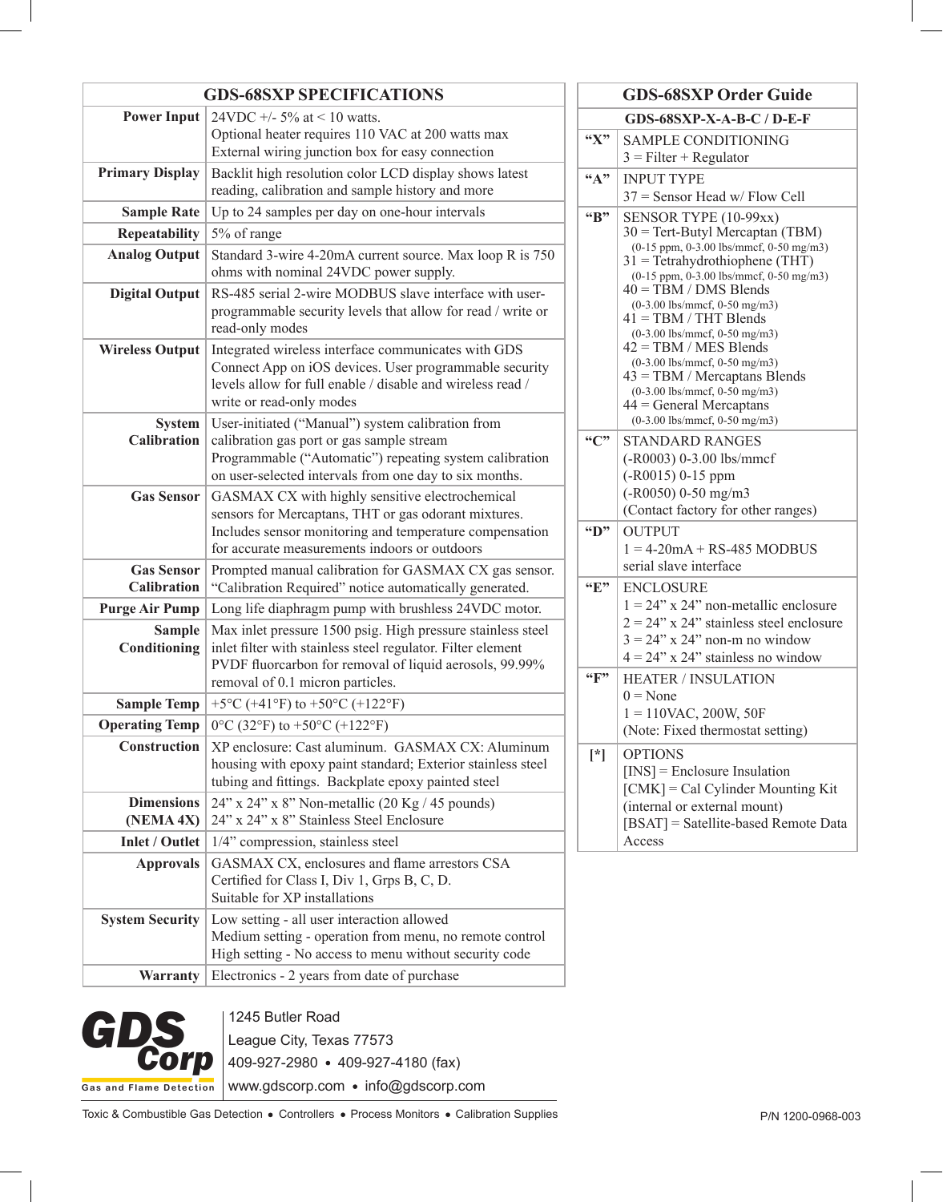| GDS-68SXP SPECIFICATIONS | |
|---|---|
| **Power Input** | 24VDC +/- 5% at < 10 watts.<br>Optional heater requires 110 VAC at 200 watts max<br>External wiring junction box for easy connection |
| **Primary Display** | Backlit high resolution color LCD display shows latest reading, calibration and sample history and more |
| **Sample Rate** | Up to 24 samples per day on one-hour intervals |
| **Repeatability** | 5% of range |
| **Analog Output** | Standard 3-wire 4-20mA current source. Max loop R is 750 ohms with nominal 24VDC power supply. |
| **Digital Output** | RS-485 serial 2-wire MODBUS slave interface with user-programmable security levels that allow for read / write or read-only modes |
| **Wireless Output** | Integrated wireless interface communicates with GDS Connect App on iOS devices. User programmable security levels allow for full enable / disable and wireless read / write or read-only modes |
| **System Calibration** | User-initiated ("Manual") system calibration from calibration gas port or gas sample stream<br>Programmable ("Automatic") repeating system calibration on user-selected intervals from one day to six months. |
| **Gas Sensor** | GASMAX CX with highly sensitive electrochemical sensors for Mercaptans, THT or gas odorant mixtures. Includes sensor monitoring and temperature compensation for accurate measurements indoors or outdoors |
| **Gas Sensor Calibration** | Prompted manual calibration for GASMAX CX gas sensor. "Calibration Required" notice automatically generated. |
| **Purge Air Pump** | Long life diaphragm pump with brushless 24VDC motor. |
| **Sample Conditioning** | Max inlet pressure 1500 psig. High pressure stainless steel inlet filter with stainless steel regulator. Filter element PVDF fluorcarbon for removal of liquid aerosols, 99.99% removal of 0.1 micron particles. |
| **Sample Temp** | +5°C (+41°F) to +50°C (+122°F) |
| **Operating Temp** | 0°C (32°F) to +50°C (+122°F) |
| **Construction** | XP enclosure: Cast aluminum. GASMAX CX: Aluminum housing with epoxy paint standard; Exterior stainless steel tubing and fittings. Backplate epoxy painted steel |
| **Dimensions (NEMA 4X)** | 24" x 24" x 8" Non-metallic (20 Kg / 45 pounds)<br>24" x 24" x 8" Stainless Steel Enclosure |
| **Inlet / Outlet** | 1/4" compression, stainless steel |
| **Approvals** | GASMAX CX, enclosures and flame arrestors CSA Certified for Class I, Div 1, Grps B, C, D.<br>Suitable for XP installations |
| **System Security** | Low setting - all user interaction allowed<br>Medium setting - operation from menu, no remote control<br>High setting - No access to menu without security code |
| **Warranty** | Electronics - 2 years from date of purchase |

| GDS-68SXP Order Guide | |
|---|---|
| **GDS-68SXP-X-A-B-C / D-E-F** | |
| **"X"** | SAMPLE CONDITIONING<br>3 = Filter + Regulator |
| **"A"** | INPUT TYPE<br>37 = Sensor Head w/ Flow Cell |
| **"B"** | SENSOR TYPE (10-99xx)<br>30 = Tert-Butyl Mercaptan (TBM)<br>(0-15 ppm, 0-3.00 lbs/mmcf, 0-50 mg/m3)<br>31 = Tetrahydrothiophene (THT)<br>(0-15 ppm, 0-3.00 lbs/mmcf, 0-50 mg/m3)<br>40 = TBM / DMS Blends<br>(0-3.00 lbs/mmcf, 0-50 mg/m3)<br>41 = TBM / THT Blends<br>(0-3.00 lbs/mmcf, 0-50 mg/m3)<br>42 = TBM / MES Blends<br>(0-3.00 lbs/mmcf, 0-50 mg/m3)<br>43 = TBM / Mercaptans Blends<br>(0-3.00 lbs/mmcf, 0-50 mg/m3)<br>44 = General Mercaptans<br>(0-3.00 lbs/mmcf, 0-50 mg/m3) |
| **"C"** | STANDARD RANGES<br>(-R0003) 0-3.00 lbs/mmcf<br>(-R0015) 0-15 ppm<br>(-R0050) 0-50 mg/m3<br>(Contact factory for other ranges) |
| **"D"** | OUTPUT<br>1 = 4-20mA + RS-485 MODBUS serial slave interface |
| **"E"** | ENCLOSURE<br>1 = 24" x 24" non-metallic enclosure<br>2 = 24" x 24" stainless steel enclosure<br>3 = 24" x 24" non-m no window<br>4 = 24" x 24" stainless no window |
| **"F"** | HEATER / INSULATION<br>0 = None<br>1 = 110VAC, 200W, 50F<br>(Note: Fixed thermostat setting) |
| **[*]** | OPTIONS<br>[INS] = Enclosure Insulation<br>[CMK] = Cal Cylinder Mounting Kit (internal or external mount)<br>[BSAT] = Satellite-based Remote Data Access |

**GDS Corp**
Gas and Flame Detection

1245 Butler Road
League City, Texas 77573
409-927-2980 • 409-927-4180 (fax)
www.gdscorp.com • info@gdscorp.com

Toxic & Combustible Gas Detection • Controllers • Process Monitors • Calibration Supplies

P/N 1200-0968-003